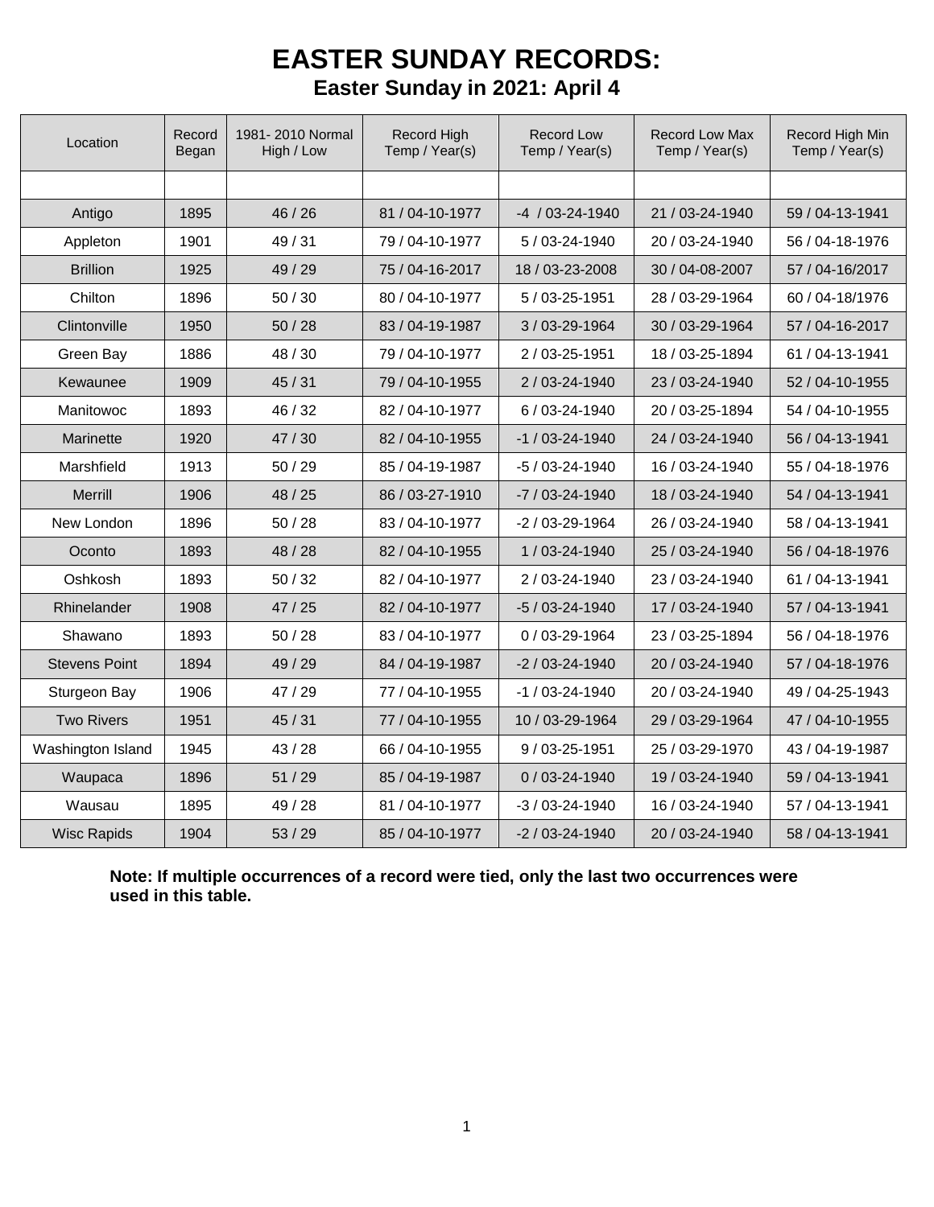# EASTER SUNDAY RECORDS:

## Easter Sunday in 2021: April 4

| Location | Record Began | 1981- 2010 Normal High / Low | Record High Temp / Year(s) | Record Low Temp / Year(s) | Record Low Max Temp / Year(s) | Record High Min Temp / Year(s) |
|---|---|---|---|---|---|---|
| | | | | | | |
| Antigo | 1895 | 46 / 26 | 81 / 04-10-1977 | -4 / 03-24-1940 | 21 / 03-24-1940 | 59 / 04-13-1941 |
| Appleton | 1901 | 49 / 31 | 79 / 04-10-1977 | 5 / 03-24-1940 | 20 / 03-24-1940 | 56 / 04-18-1976 |
| Brillion | 1925 | 49 / 29 | 75 / 04-16-2017 | 18 / 03-23-2008 | 30 / 04-08-2007 | 57 / 04-16/2017 |
| Chilton | 1896 | 50 / 30 | 80 / 04-10-1977 | 5 / 03-25-1951 | 28 / 03-29-1964 | 60 / 04-18/1976 |
| Clintonville | 1950 | 50 / 28 | 83 / 04-19-1987 | 3 / 03-29-1964 | 30 / 03-29-1964 | 57 / 04-16-2017 |
| Green Bay | 1886 | 48 / 30 | 79 / 04-10-1977 | 2 / 03-25-1951 | 18 / 03-25-1894 | 61 / 04-13-1941 |
| Kewaunee | 1909 | 45 / 31 | 79 / 04-10-1955 | 2 / 03-24-1940 | 23 / 03-24-1940 | 52 / 04-10-1955 |
| Manitowoc | 1893 | 46 / 32 | 82 / 04-10-1977 | 6 / 03-24-1940 | 20 / 03-25-1894 | 54 / 04-10-1955 |
| Marinette | 1920 | 47 / 30 | 82 / 04-10-1955 | -1 / 03-24-1940 | 24 / 03-24-1940 | 56 / 04-13-1941 |
| Marshfield | 1913 | 50 / 29 | 85 / 04-19-1987 | -5 / 03-24-1940 | 16 / 03-24-1940 | 55 / 04-18-1976 |
| Merrill | 1906 | 48 / 25 | 86 / 03-27-1910 | -7 / 03-24-1940 | 18 / 03-24-1940 | 54 / 04-13-1941 |
| New London | 1896 | 50 / 28 | 83 / 04-10-1977 | -2 / 03-29-1964 | 26 / 03-24-1940 | 58 / 04-13-1941 |
| Oconto | 1893 | 48 / 28 | 82 / 04-10-1955 | 1 / 03-24-1940 | 25 / 03-24-1940 | 56 / 04-18-1976 |
| Oshkosh | 1893 | 50 / 32 | 82 / 04-10-1977 | 2 / 03-24-1940 | 23 / 03-24-1940 | 61 / 04-13-1941 |
| Rhinelander | 1908 | 47 / 25 | 82 / 04-10-1977 | -5 / 03-24-1940 | 17 / 03-24-1940 | 57 / 04-13-1941 |
| Shawano | 1893 | 50 / 28 | 83 / 04-10-1977 | 0 / 03-29-1964 | 23 / 03-25-1894 | 56 / 04-18-1976 |
| Stevens Point | 1894 | 49 / 29 | 84 / 04-19-1987 | -2 / 03-24-1940 | 20 / 03-24-1940 | 57 / 04-18-1976 |
| Sturgeon Bay | 1906 | 47 / 29 | 77 / 04-10-1955 | -1 / 03-24-1940 | 20 / 03-24-1940 | 49 / 04-25-1943 |
| Two Rivers | 1951 | 45 / 31 | 77 / 04-10-1955 | 10 / 03-29-1964 | 29 / 03-29-1964 | 47 / 04-10-1955 |
| Washington Island | 1945 | 43 / 28 | 66 / 04-10-1955 | 9 / 03-25-1951 | 25 / 03-29-1970 | 43 / 04-19-1987 |
| Waupaca | 1896 | 51 / 29 | 85 / 04-19-1987 | 0 / 03-24-1940 | 19 / 03-24-1940 | 59 / 04-13-1941 |
| Wausau | 1895 | 49 / 28 | 81 / 04-10-1977 | -3 / 03-24-1940 | 16 / 03-24-1940 | 57 / 04-13-1941 |
| Wisc Rapids | 1904 | 53 / 29 | 85 / 04-10-1977 | -2 / 03-24-1940 | 20 / 03-24-1940 | 58 / 04-13-1941 |

**Note: If multiple occurrences of a record were tied, only the last two occurrences were used in this table.**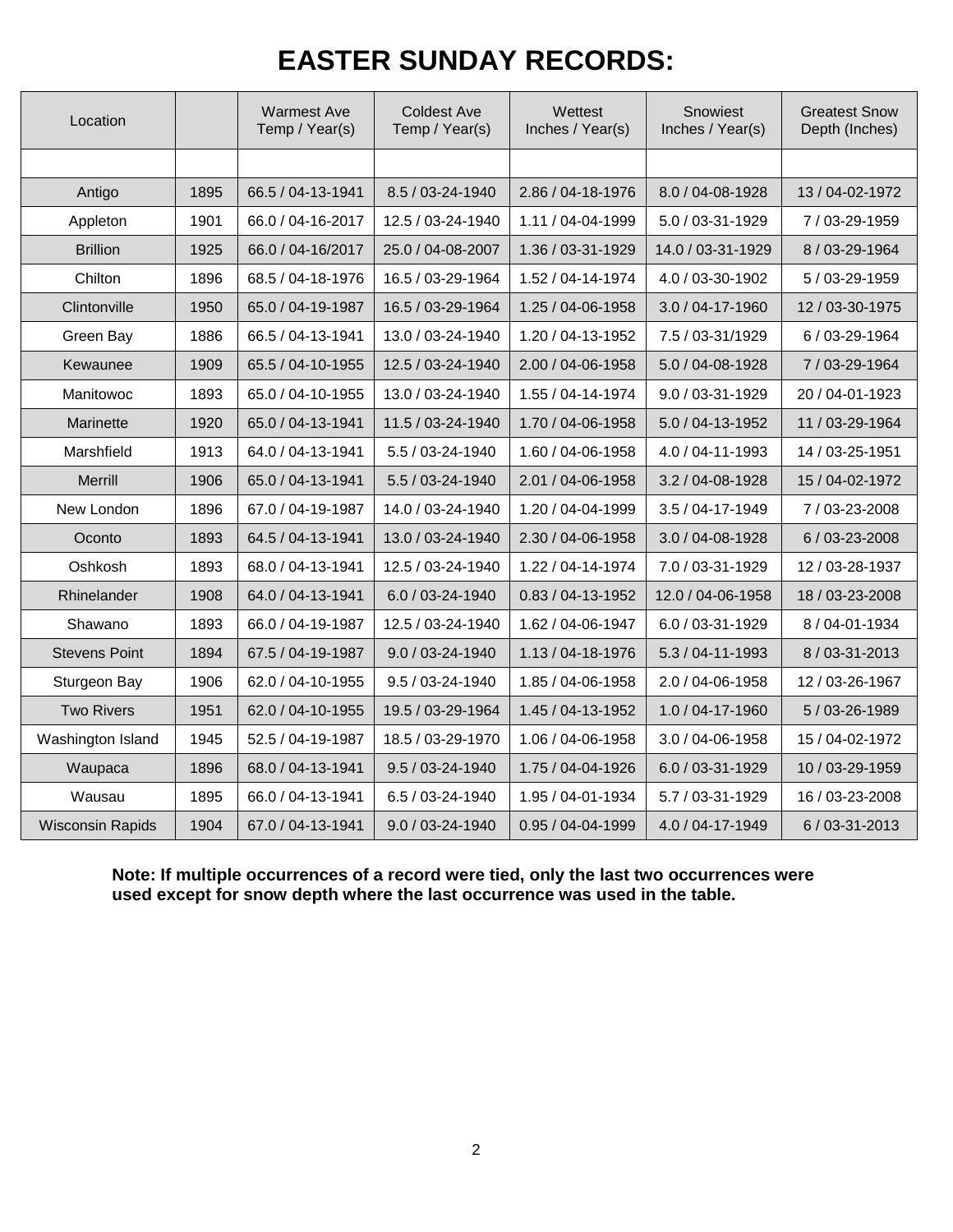# EASTER SUNDAY RECORDS:

| Location | | Warmest Ave Temp / Year(s) | Coldest Ave Temp / Year(s) | Wettest Inches / Year(s) | Snowiest Inches / Year(s) | Greatest Snow Depth (Inches) |
|---|---|---|---|---|---|---|
| | | | | | | |
| Antigo | 1895 | 66.5 / 04-13-1941 | 8.5 / 03-24-1940 | 2.86 / 04-18-1976 | 8.0 / 04-08-1928 | 13 / 04-02-1972 |
| Appleton | 1901 | 66.0 / 04-16-2017 | 12.5 / 03-24-1940 | 1.11 / 04-04-1999 | 5.0 / 03-31-1929 | 7 / 03-29-1959 |
| Brillion | 1925 | 66.0 / 04-16/2017 | 25.0 / 04-08-2007 | 1.36 / 03-31-1929 | 14.0 / 03-31-1929 | 8 / 03-29-1964 |
| Chilton | 1896 | 68.5 / 04-18-1976 | 16.5 / 03-29-1964 | 1.52 / 04-14-1974 | 4.0 / 03-30-1902 | 5 / 03-29-1959 |
| Clintonville | 1950 | 65.0 / 04-19-1987 | 16.5 / 03-29-1964 | 1.25 / 04-06-1958 | 3.0 / 04-17-1960 | 12 / 03-30-1975 |
| Green Bay | 1886 | 66.5 / 04-13-1941 | 13.0 / 03-24-1940 | 1.20 / 04-13-1952 | 7.5 / 03-31/1929 | 6 / 03-29-1964 |
| Kewaunee | 1909 | 65.5 / 04-10-1955 | 12.5 / 03-24-1940 | 2.00 / 04-06-1958 | 5.0 / 04-08-1928 | 7 / 03-29-1964 |
| Manitowoc | 1893 | 65.0 / 04-10-1955 | 13.0 / 03-24-1940 | 1.55 / 04-14-1974 | 9.0 / 03-31-1929 | 20 / 04-01-1923 |
| Marinette | 1920 | 65.0 / 04-13-1941 | 11.5 / 03-24-1940 | 1.70 / 04-06-1958 | 5.0 / 04-13-1952 | 11 / 03-29-1964 |
| Marshfield | 1913 | 64.0 / 04-13-1941 | 5.5 / 03-24-1940 | 1.60 / 04-06-1958 | 4.0 / 04-11-1993 | 14 / 03-25-1951 |
| Merrill | 1906 | 65.0 / 04-13-1941 | 5.5 / 03-24-1940 | 2.01 / 04-06-1958 | 3.2 / 04-08-1928 | 15 / 04-02-1972 |
| New London | 1896 | 67.0 / 04-19-1987 | 14.0 / 03-24-1940 | 1.20 / 04-04-1999 | 3.5 / 04-17-1949 | 7 / 03-23-2008 |
| Oconto | 1893 | 64.5 / 04-13-1941 | 13.0 / 03-24-1940 | 2.30 / 04-06-1958 | 3.0 / 04-08-1928 | 6 / 03-23-2008 |
| Oshkosh | 1893 | 68.0 / 04-13-1941 | 12.5 / 03-24-1940 | 1.22 / 04-14-1974 | 7.0 / 03-31-1929 | 12 / 03-28-1937 |
| Rhinelander | 1908 | 64.0 / 04-13-1941 | 6.0 / 03-24-1940 | 0.83 / 04-13-1952 | 12.0 / 04-06-1958 | 18 / 03-23-2008 |
| Shawano | 1893 | 66.0 / 04-19-1987 | 12.5 / 03-24-1940 | 1.62 / 04-06-1947 | 6.0 / 03-31-1929 | 8 / 04-01-1934 |
| Stevens Point | 1894 | 67.5 / 04-19-1987 | 9.0 / 03-24-1940 | 1.13 / 04-18-1976 | 5.3 / 04-11-1993 | 8 / 03-31-2013 |
| Sturgeon Bay | 1906 | 62.0 / 04-10-1955 | 9.5 / 03-24-1940 | 1.85 / 04-06-1958 | 2.0 / 04-06-1958 | 12 / 03-26-1967 |
| Two Rivers | 1951 | 62.0 / 04-10-1955 | 19.5 / 03-29-1964 | 1.45 / 04-13-1952 | 1.0 / 04-17-1960 | 5 / 03-26-1989 |
| Washington Island | 1945 | 52.5 / 04-19-1987 | 18.5 / 03-29-1970 | 1.06 / 04-06-1958 | 3.0 / 04-06-1958 | 15 / 04-02-1972 |
| Waupaca | 1896 | 68.0 / 04-13-1941 | 9.5 / 03-24-1940 | 1.75 / 04-04-1926 | 6.0 / 03-31-1929 | 10 / 03-29-1959 |
| Wausau | 1895 | 66.0 / 04-13-1941 | 6.5 / 03-24-1940 | 1.95 / 04-01-1934 | 5.7 / 03-31-1929 | 16 / 03-23-2008 |
| Wisconsin Rapids | 1904 | 67.0 / 04-13-1941 | 9.0 / 03-24-1940 | 0.95 / 04-04-1999 | 4.0 / 04-17-1949 | 6 / 03-31-2013 |

**Note: If multiple occurrences of a record were tied, only the last two occurrences were used except for snow depth where the last occurrence was used in the table.**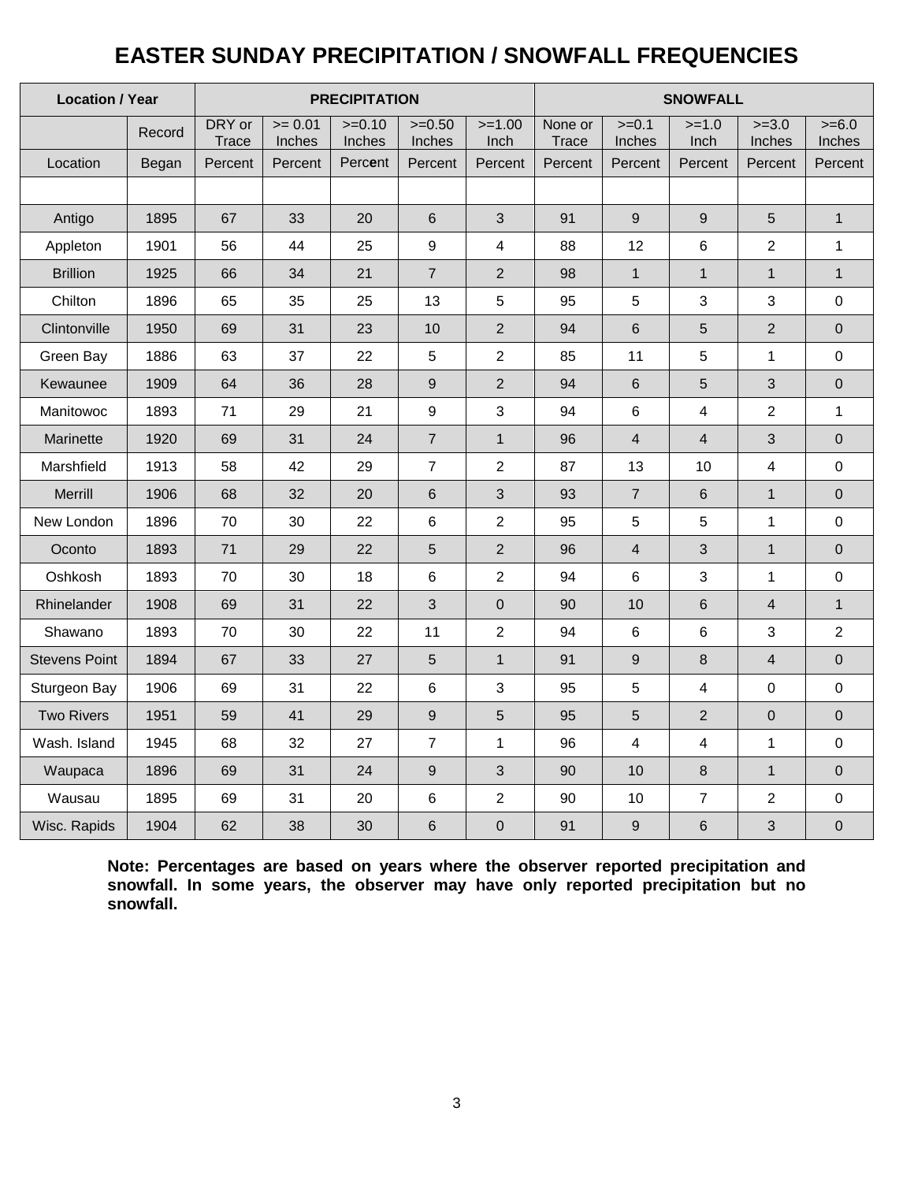# EASTER SUNDAY PRECIPITATION / SNOWFALL FREQUENCIES

| Location / Year | | PRECIPITATION | | | | | SNOWFALL | | | | |
|---|---|---|---|---|---|---|---|---|---|---|---|
| | Record | DRY or Trace | >= 0.01 Inches | >=0.10 Inches | >=0.50 Inches | >=1.00 Inch | None or Trace | >=0.1 Inches | >=1.0 Inch | >=3.0 Inches | >=6.0 Inches |
| Location | Began | Percent | Percent | Percent | Percent | Percent | Percent | Percent | Percent | Percent | Percent |
| | | | | | | | | | | | |
| Antigo | 1895 | 67 | 33 | 20 | 6 | 3 | 91 | 9 | 9 | 5 | 1 |
| Appleton | 1901 | 56 | 44 | 25 | 9 | 4 | 88 | 12 | 6 | 2 | 1 |
| Brillion | 1925 | 66 | 34 | 21 | 7 | 2 | 98 | 1 | 1 | 1 | 1 |
| Chilton | 1896 | 65 | 35 | 25 | 13 | 5 | 95 | 5 | 3 | 3 | 0 |
| Clintonville | 1950 | 69 | 31 | 23 | 10 | 2 | 94 | 6 | 5 | 2 | 0 |
| Green Bay | 1886 | 63 | 37 | 22 | 5 | 2 | 85 | 11 | 5 | 1 | 0 |
| Kewaunee | 1909 | 64 | 36 | 28 | 9 | 2 | 94 | 6 | 5 | 3 | 0 |
| Manitowoc | 1893 | 71 | 29 | 21 | 9 | 3 | 94 | 6 | 4 | 2 | 1 |
| Marinette | 1920 | 69 | 31 | 24 | 7 | 1 | 96 | 4 | 4 | 3 | 0 |
| Marshfield | 1913 | 58 | 42 | 29 | 7 | 2 | 87 | 13 | 10 | 4 | 0 |
| Merrill | 1906 | 68 | 32 | 20 | 6 | 3 | 93 | 7 | 6 | 1 | 0 |
| New London | 1896 | 70 | 30 | 22 | 6 | 2 | 95 | 5 | 5 | 1 | 0 |
| Oconto | 1893 | 71 | 29 | 22 | 5 | 2 | 96 | 4 | 3 | 1 | 0 |
| Oshkosh | 1893 | 70 | 30 | 18 | 6 | 2 | 94 | 6 | 3 | 1 | 0 |
| Rhinelander | 1908 | 69 | 31 | 22 | 3 | 0 | 90 | 10 | 6 | 4 | 1 |
| Shawano | 1893 | 70 | 30 | 22 | 11 | 2 | 94 | 6 | 6 | 3 | 2 |
| Stevens Point | 1894 | 67 | 33 | 27 | 5 | 1 | 91 | 9 | 8 | 4 | 0 |
| Sturgeon Bay | 1906 | 69 | 31 | 22 | 6 | 3 | 95 | 5 | 4 | 0 | 0 |
| Two Rivers | 1951 | 59 | 41 | 29 | 9 | 5 | 95 | 5 | 2 | 0 | 0 |
| Wash. Island | 1945 | 68 | 32 | 27 | 7 | 1 | 96 | 4 | 4 | 1 | 0 |
| Waupaca | 1896 | 69 | 31 | 24 | 9 | 3 | 90 | 10 | 8 | 1 | 0 |
| Wausau | 1895 | 69 | 31 | 20 | 6 | 2 | 90 | 10 | 7 | 2 | 0 |
| Wisc. Rapids | 1904 | 62 | 38 | 30 | 6 | 0 | 91 | 9 | 6 | 3 | 0 |

**Note: Percentages are based on years where the observer reported precipitation and snowfall. In some years, the observer may have only reported precipitation but no snowfall.**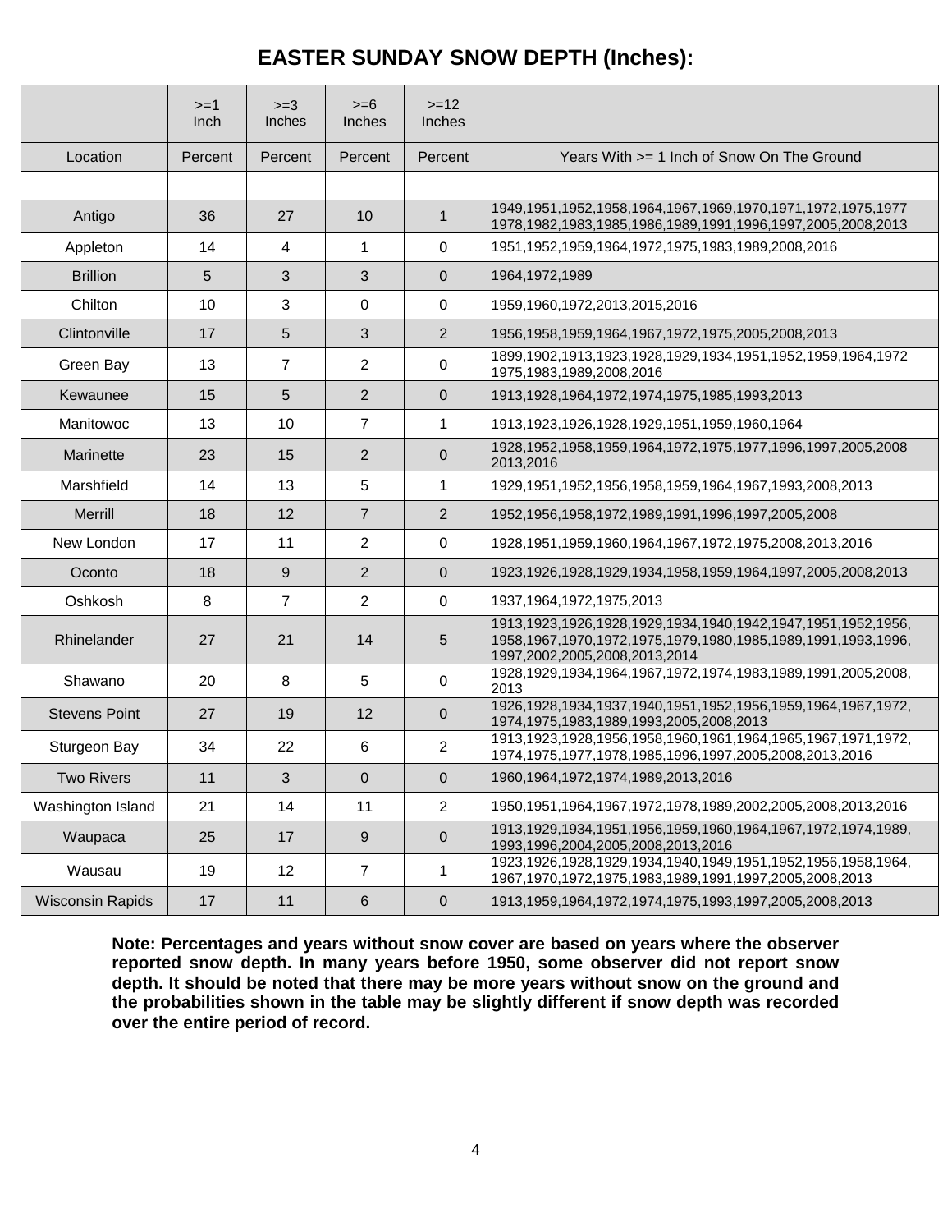# EASTER SUNDAY SNOW DEPTH (Inches):

| | >=1 Inch | >=3 Inches | >=6 Inches | >=12 Inches | |
|---|---|---|---|---|---|
| Location | Percent | Percent | Percent | Percent | Years With >= 1 Inch of Snow On The Ground |
| | | | | | |
| Antigo | 36 | 27 | 10 | 1 | 1949,1951,1952,1958,1964,1967,1969,1970,1971,1972,1975,1977 1978,1982,1983,1985,1986,1989,1991,1996,1997,2005,2008,2013 |
| Appleton | 14 | 4 | 1 | 0 | 1951,1952,1959,1964,1972,1975,1983,1989,2008,2016 |
| Brillion | 5 | 3 | 3 | 0 | 1964,1972,1989 |
| Chilton | 10 | 3 | 0 | 0 | 1959,1960,1972,2013,2015,2016 |
| Clintonville | 17 | 5 | 3 | 2 | 1956,1958,1959,1964,1967,1972,1975,2005,2008,2013 |
| Green Bay | 13 | 7 | 2 | 0 | 1899,1902,1913,1923,1928,1929,1934,1951,1952,1959,1964,1972 1975,1983,1989,2008,2016 |
| Kewaunee | 15 | 5 | 2 | 0 | 1913,1928,1964,1972,1974,1975,1985,1993,2013 |
| Manitowoc | 13 | 10 | 7 | 1 | 1913,1923,1926,1928,1929,1951,1959,1960,1964 |
| Marinette | 23 | 15 | 2 | 0 | 1928,1952,1958,1959,1964,1972,1975,1977,1996,1997,2005,2008 2013,2016 |
| Marshfield | 14 | 13 | 5 | 1 | 1929,1951,1952,1956,1958,1959,1964,1967,1993,2008,2013 |
| Merrill | 18 | 12 | 7 | 2 | 1952,1956,1958,1972,1989,1991,1996,1997,2005,2008 |
| New London | 17 | 11 | 2 | 0 | 1928,1951,1959,1960,1964,1967,1972,1975,2008,2013,2016 |
| Oconto | 18 | 9 | 2 | 0 | 1923,1926,1928,1929,1934,1958,1959,1964,1997,2005,2008,2013 |
| Oshkosh | 8 | 7 | 2 | 0 | 1937,1964,1972,1975,2013 |
| Rhinelander | 27 | 21 | 14 | 5 | 1913,1923,1926,1928,1929,1934,1940,1942,1947,1951,1952,1956, 1958,1967,1970,1972,1975,1979,1980,1985,1989,1991,1993,1996, 1997,2002,2005,2008,2013,2014 |
| Shawano | 20 | 8 | 5 | 0 | 1928,1929,1934,1964,1967,1972,1974,1983,1989,1991,2005,2008, 2013 |
| Stevens Point | 27 | 19 | 12 | 0 | 1926,1928,1934,1937,1940,1951,1952,1956,1959,1964,1967,1972, 1974,1975,1983,1989,1993,2005,2008,2013 |
| Sturgeon Bay | 34 | 22 | 6 | 2 | 1913,1923,1928,1956,1958,1960,1961,1964,1965,1967,1971,1972, 1974,1975,1977,1978,1985,1996,1997,2005,2008,2013,2016 |
| Two Rivers | 11 | 3 | 0 | 0 | 1960,1964,1972,1974,1989,2013,2016 |
| Washington Island | 21 | 14 | 11 | 2 | 1950,1951,1964,1967,1972,1978,1989,2002,2005,2008,2013,2016 |
| Waupaca | 25 | 17 | 9 | 0 | 1913,1929,1934,1951,1956,1959,1960,1964,1967,1972,1974,1989, 1993,1996,2004,2005,2008,2013,2016 |
| Wausau | 19 | 12 | 7 | 1 | 1923,1926,1928,1929,1934,1940,1949,1951,1952,1956,1958,1964, 1967,1970,1972,1975,1983,1989,1991,1997,2005,2008,2013 |
| Wisconsin Rapids | 17 | 11 | 6 | 0 | 1913,1959,1964,1972,1974,1975,1993,1997,2005,2008,2013 |

**Note: Percentages and years without snow cover are based on years where the observer reported snow depth. In many years before 1950, some observer did not report snow depth. It should be noted that there may be more years without snow on the ground and the probabilities shown in the table may be slightly different if snow depth was recorded over the entire period of record.**